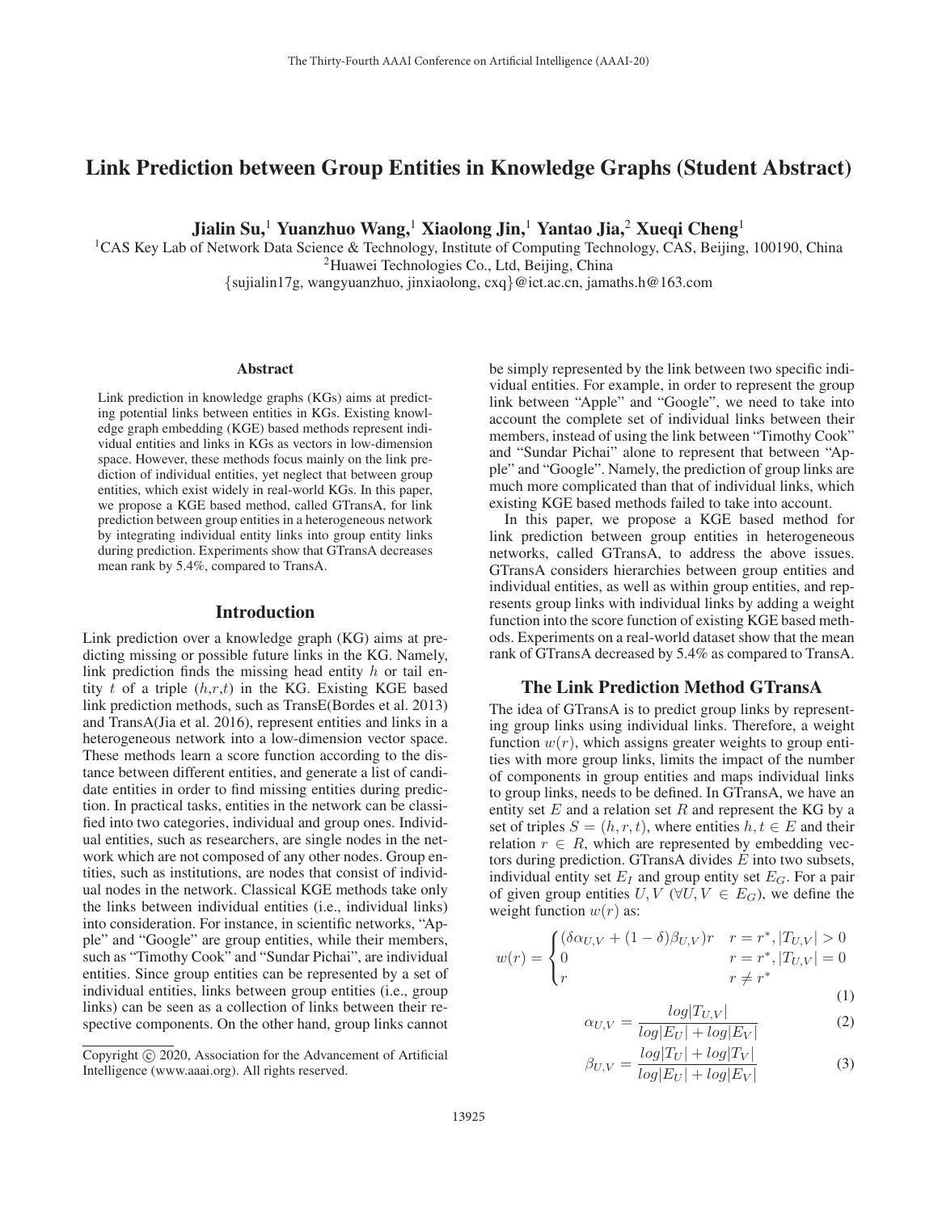# Link Prediction between Group Entities in Knowledge Graphs (Student Abstract)

**Jialin Su,[1] Yuanzhuo Wang,[1] Xiaolong Jin,[1] Yantao Jia,[2] Xueqi Cheng[1]**

[1]CAS Key Lab of Network Data Science & Technology, Institute of Computing Technology, CAS, Beijing, 100190, China
[2]Huawei Technologies Co., Ltd, Beijing, China
{sujialin17g, wangyuanzhuo, jinxiaolong, cxq}@ict.ac.cn, jamaths.h@163.com

## Abstract

Link prediction in knowledge graphs (KGs) aims at predicting potential links between entities in KGs. Existing knowledge graph embedding (KGE) based methods represent individual entities and links in KGs as vectors in low-dimension space. However, these methods focus mainly on the link prediction of individual entities, yet neglect that between group entities, which exist widely in real-world KGs. In this paper, we propose a KGE based method, called GTransA, for link prediction between group entities in a heterogeneous network by integrating individual entity links into group entity links during prediction. Experiments show that GTransA decreases mean rank by 5.4%, compared to TransA.

## Introduction

Link prediction over a knowledge graph (KG) aims at predicting missing or possible future links in the KG. Namely, link prediction finds the missing head entity $h$ or tail entity $t$ of a triple ($h$,$r$,$t$) in the KG. Existing KGE based link prediction methods, such as TransE(Bordes et al. 2013) and TransA(Jia et al. 2016), represent entities and links in a heterogeneous network into a low-dimension vector space. These methods learn a score function according to the distance between different entities, and generate a list of candidate entities in order to find missing entities during prediction. In practical tasks, entities in the network can be classified into two categories, individual and group ones. Individual entities, such as researchers, are single nodes in the network which are not composed of any other nodes. Group entities, such as institutions, are nodes that consist of individual nodes in the network. Classical KGE methods take only the links between individual entities (i.e., individual links) into consideration. For instance, in scientific networks, "Apple" and "Google" are group entities, while their members, such as "Timothy Cook" and "Sundar Pichai", are individual entities. Since group entities can be represented by a set of individual entities, links between group entities (i.e., group links) can be seen as a collection of links between their respective components. On the other hand, group links cannot be simply represented by the link between two specific individual entities. For example, in order to represent the group link between "Apple" and "Google", we need to take into account the complete set of individual links between their members, instead of using the link between "Timothy Cook" and "Sundar Pichai" alone to represent that between "Apple" and "Google". Namely, the prediction of group links are much more complicated than that of individual links, which existing KGE based methods failed to take into account.

In this paper, we propose a KGE based method for link prediction between group entities in heterogeneous networks, called GTransA, to address the above issues. GTransA considers hierarchies between group entities and individual entities, as well as within group entities, and represents group links with individual links by adding a weight function into the score function of existing KGE based methods. Experiments on a real-world dataset show that the mean rank of GTransA decreased by 5.4% as compared to TransA.

## The Link Prediction Method GTransA

The idea of GTransA is to predict group links by representing group links using individual links. Therefore, a weight function $w(r)$, which assigns greater weights to group entities with more group links, limits the impact of the number of components in group entities and maps individual links to group links, needs to be defined. In GTransA, we have an entity set $E$ and a relation set $R$ and represent the KG by a set of triples $S = (h, r, t)$, where entities $h, t \in E$ and their relation $r \in R$, which are represented by embedding vectors during prediction. GTransA divides $E$ into two subsets, individual entity set $E_I$ and group entity set $E_G$. For a pair of given group entities $U, V$ ($\forall U, V \in E_G$), we define the weight function $w(r)$ as:

$$w(r) = \begin{cases} (\delta\alpha_{U,V} + (1-\delta)\beta_{U,V})r & r = r^*, |T_{U,V}| > 0 \\ 0 & r = r^*, |T_{U,V}| = 0 \\ r & r \neq r^* \end{cases} \tag{1}$$

$$\alpha_{U,V} = \frac{log|T_{U,V}|}{log|E_U| + log|E_V|} \tag{2}$$

$$\beta_{U,V} = \frac{log|T_U| + log|T_V|}{log|E_U| + log|E_V|} \tag{3}$$

Copyright © 2020, Association for the Advancement of Artificial Intelligence (www.aaai.org). All rights reserved.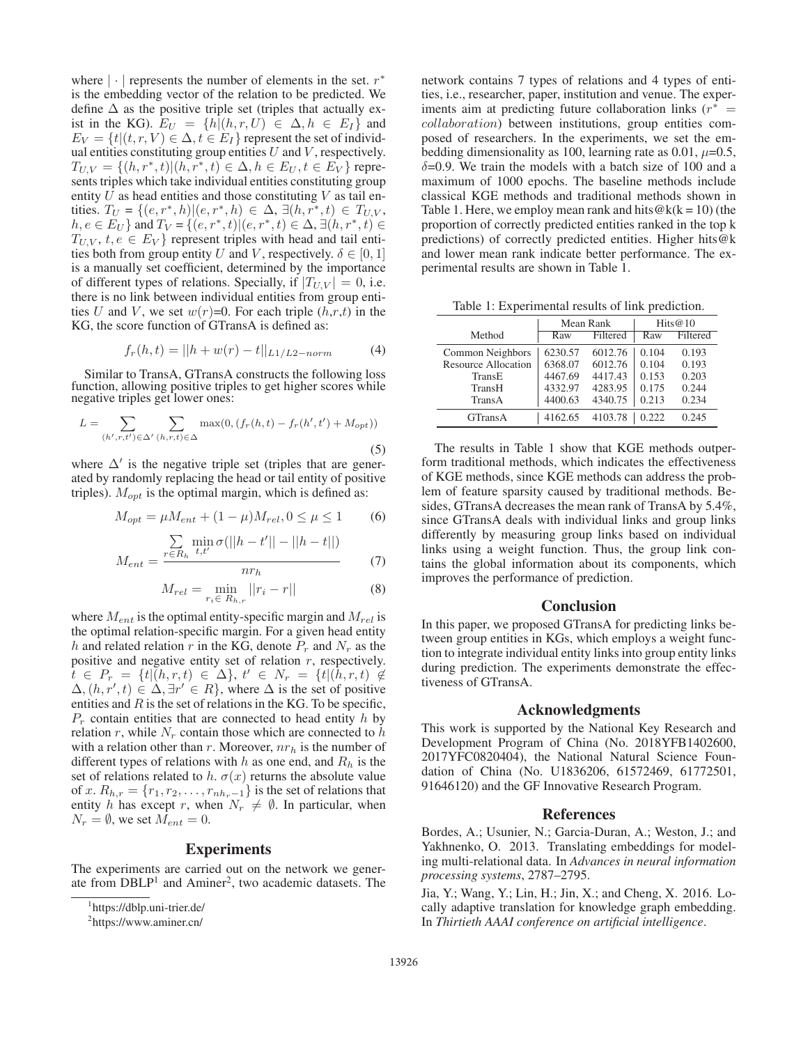where $|\cdot|$ represents the number of elements in the set. $r^*$ is the embedding vector of the relation to be predicted. We define $\Delta$ as the positive triple set (triples that actually exist in the KG). $E_U = \{h|(h,r,U) \in \Delta, h \in E_I\}$ and $E_V = \{t|(t,r,V) \in \Delta, t \in E_I\}$ represent the set of individual entities constituting group entities $U$ and $V$, respectively. $T_{U,V} = \{(h,r^*,t)|(h,r^*,t) \in \Delta, h \in E_U, t \in E_V\}$ represents triples which take individual entities constituting group entity $U$ as head entities and those constituting $V$ as tail entities. $T_U = \{(e,r^*,h)|(e,r^*,h) \in \Delta, \exists(h,r^*,t) \in T_{U,V}, h,e \in E_U\}$ and $T_V = \{(e,r^*,t)|(e,r^*,t) \in \Delta, \exists(h,r^*,t) \in T_{U,V}, t,e \in E_V\}$ represent triples with head and tail entities both from group entity $U$ and $V$, respectively. $\delta \in [0,1]$ is a manually set coefficient, determined by the importance of different types of relations. Specially, if $|T_{U,V}| = 0$, i.e. there is no link between individual entities from group entities $U$ and $V$, we set $w(r)$=0. For each triple $(h,r,t)$ in the KG, the score function of GTransA is defined as:

$$f_r(h,t) = ||h + w(r) - t||_{L1/L2-norm} \tag{4}$$

Similar to TransA, GTransA constructs the following loss function, allowing positive triples to get higher scores while negative triples get lower ones:

$$L = \sum_{(h',r,t') \in \Delta'} \sum_{(h,r,t) \in \Delta} \max(0, (f_r(h,t) - f_r(h',t') + M_{opt})) \tag{5}$$

where $\Delta'$ is the negative triple set (triples that are generated by randomly replacing the head or tail entity of positive triples). $M_{opt}$ is the optimal margin, which is defined as:

$$M_{opt} = \mu M_{ent} + (1-\mu) M_{rel}, 0 \leq \mu \leq 1 \tag{6}$$

$$M_{ent} = \frac{\sum_{r \in R_h} \min_{t,t'} \sigma(||h - t'|| - ||h - t||)}{nr_h} \tag{7}$$

$$M_{rel} = \min_{r_i \in R_{h,r}} ||r_i - r|| \tag{8}$$

where $M_{ent}$ is the optimal entity-specific margin and $M_{rel}$ is the optimal relation-specific margin. For a given head entity $h$ and related relation $r$ in the KG, denote $P_r$ and $N_r$ as the positive and negative entity set of relation $r$, respectively. $t \in P_r = \{t|(h,r,t) \in \Delta\}$, $t' \in N_r = \{t|(h,r,t) \notin \Delta, (h,r',t) \in \Delta, \exists r' \in R\}$, where $\Delta$ is the set of positive entities and $R$ is the set of relations in the KG. To be specific, $P_r$ contain entities that are connected to head entity $h$ by relation $r$, while $N_r$ contain those which are connected to $h$ with a relation other than $r$. Moreover, $nr_h$ is the number of different types of relations with $h$ as one end, and $R_h$ is the set of relations related to $h$. $\sigma(x)$ returns the absolute value of $x$. $R_{h,r} = \{r_1, r_2, \ldots, r_{nh_r-1}\}$ is the set of relations that entity $h$ has except $r$, when $N_r \neq \emptyset$. In particular, when $N_r = \emptyset$, we set $M_{ent} = 0$.

## Experiments

The experiments are carried out on the network we generate from DBLP[1] and Aminer[2], two academic datasets. The network contains 7 types of relations and 4 types of entities, i.e., researcher, paper, institution and venue. The experiments aim at predicting future collaboration links ($r^* = collaboration$) between institutions, group entities composed of researchers. In the experiments, we set the embedding dimensionality as 100, learning rate as 0.01, $\mu$=0.5, $\delta$=0.9. We train the models with a batch size of 100 and a maximum of 1000 epochs. The baseline methods include classical KGE methods and traditional methods shown in Table 1. Here, we employ mean rank and hits@k(k = 10) (the proportion of correctly predicted entities ranked in the top k predictions) of correctly predicted entities. Higher hits@k and lower mean rank indicate better performance. The experimental results are shown in Table 1.

Table 1: Experimental results of link prediction.

| Method | Mean Rank | | Hits@10 | |
|---|---|---|---|---|
| | Raw | Filtered | Raw | Filtered |
| Common Neighbors | 6230.57 | 6012.76 | 0.104 | 0.193 |
| Resource Allocation | 6368.07 | 6012.76 | 0.104 | 0.193 |
| TransE | 4467.69 | 4417.43 | 0.153 | 0.203 |
| TransH | 4332.97 | 4283.95 | 0.175 | 0.244 |
| TransA | 4400.63 | 4340.75 | 0.213 | 0.234 |
| GTransA | 4162.65 | 4103.78 | 0.222 | 0.245 |

The results in Table 1 show that KGE methods outperform traditional methods, which indicates the effectiveness of KGE methods, since KGE methods can address the problem of feature sparsity caused by traditional methods. Besides, GTransA decreases the mean rank of TransA by 5.4%, since GTransA deals with individual links and group links differently by measuring group links based on individual links using a weight function. Thus, the group link contains the global information about its components, which improves the performance of prediction.

## Conclusion

In this paper, we proposed GTransA for predicting links between group entities in KGs, which employs a weight function to integrate individual entity links into group entity links during prediction. The experiments demonstrate the effectiveness of GTransA.

## Acknowledgments

This work is supported by the National Key Research and Development Program of China (No. 2018YFB1402600, 2017YFC0820404), the National Natural Science Foundation of China (No. U1836206, 61572469, 61772501, 91646120) and the GF Innovative Research Program.

## References

Bordes, A.; Usunier, N.; Garcia-Duran, A.; Weston, J.; and Yakhnenko, O. 2013. Translating embeddings for modeling multi-relational data. In *Advances in neural information processing systems*, 2787–2795.

Jia, Y.; Wang, Y.; Lin, H.; Jin, X.; and Cheng, X. 2016. Locally adaptive translation for knowledge graph embedding. In *Thirtieth AAAI conference on artificial intelligence*.

[1] https://dblp.uni-trier.de/

[2] https://www.aminer.cn/